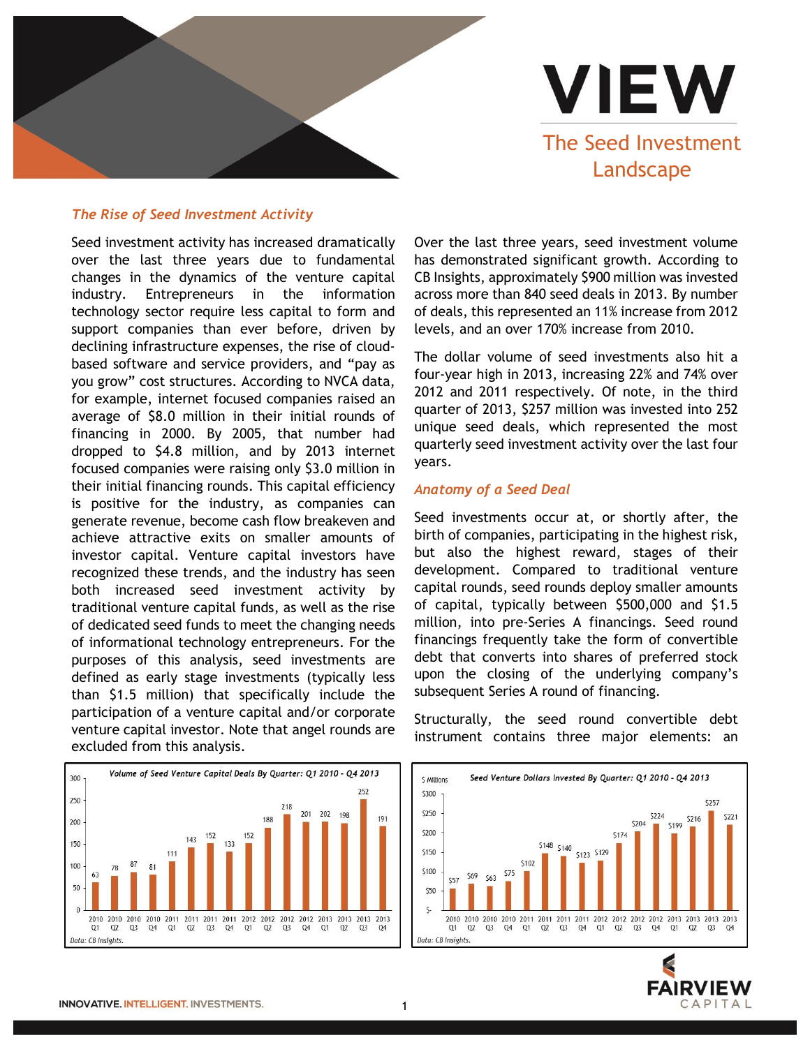# VIEW

## The Seed Investment Landscape

### *The Rise of Seed Investment Activity*

Seed investment activity has increased dramatically over the last three years due to fundamental changes in the dynamics of the venture capital industry. Entrepreneurs in the information technology sector require less capital to form and support companies than ever before, driven by declining infrastructure expenses, the rise of cloud-based software and service providers, and "pay as you grow" cost structures. According to NVCA data, for example, internet focused companies raised an average of $8.0 million in their initial rounds of financing in 2000. By 2005, that number had dropped to $4.8 million, and by 2013 internet focused companies were raising only $3.0 million in their initial financing rounds. This capital efficiency is positive for the industry, as companies can generate revenue, become cash flow breakeven and achieve attractive exits on smaller amounts of investor capital. Venture capital investors have recognized these trends, and the industry has seen both increased seed investment activity by traditional venture capital funds, as well as the rise of dedicated seed funds to meet the changing needs of informational technology entrepreneurs. For the purposes of this analysis, seed investments are defined as early stage investments (typically less than $1.5 million) that specifically include the participation of a venture capital and/or corporate venture capital investor. Note that angel rounds are excluded from this analysis.

Over the last three years, seed investment volume has demonstrated significant growth. According to CB Insights, approximately $900 million was invested across more than 840 seed deals in 2013. By number of deals, this represented an 11% increase from 2012 levels, and an over 170% increase from 2010.

The dollar volume of seed investments also hit a four-year high in 2013, increasing 22% and 74% over 2012 and 2011 respectively. Of note, in the third quarter of 2013, $257 million was invested into 252 unique seed deals, which represented the most quarterly seed investment activity over the last four years.

### *Anatomy of a Seed Deal*

Seed investments occur at, or shortly after, the birth of companies, participating in the highest risk, but also the highest reward, stages of their development. Compared to traditional venture capital rounds, seed rounds deploy smaller amounts of capital, typically between $500,000 and $1.5 million, into pre-Series A financings. Seed round financings frequently take the form of convertible debt that converts into shares of preferred stock upon the closing of the underlying company's subsequent Series A round of financing.

Structurally, the seed round convertible debt instrument contains three major elements: an

*Volume of Seed Venture Capital Deals By Quarter: Q1 2010 - Q4 2013*

| Quarter | Deals |
|---|---|
| 2010 Q1 | 63 |
| 2010 Q2 | 78 |
| 2010 Q3 | 87 |
| 2010 Q4 | 81 |
| 2011 Q1 | 111 |
| 2011 Q2 | 143 |
| 2011 Q3 | 152 |
| 2011 Q4 | 133 |
| 2012 Q1 | 152 |
| 2012 Q2 | 188 |
| 2012 Q3 | 218 |
| 2012 Q4 | 201 |
| 2013 Q1 | 202 |
| 2013 Q2 | 198 |
| 2013 Q3 | 252 |
| 2013 Q4 | 191 |

*Data: CB Insights.*

*Seed Venture Dollars Invested By Quarter: Q1 2010 - Q4 2013*

| Quarter | $ Millions |
|---|---|
| 2010 Q1 | $57 |
| 2010 Q2 | $69 |
| 2010 Q3 | $63 |
| 2010 Q4 | $75 |
| 2011 Q1 | $102 |
| 2011 Q2 | $148 |
| 2011 Q3 | $140 |
| 2011 Q4 | $123 |
| 2012 Q1 | $129 |
| 2012 Q2 | $174 |
| 2012 Q3 | $204 |
| 2012 Q4 | $224 |
| 2013 Q1 | $199 |
| 2013 Q2 | $216 |
| 2013 Q3 | $257 |
| 2013 Q4 | $221 |

*Data: CB Insights.*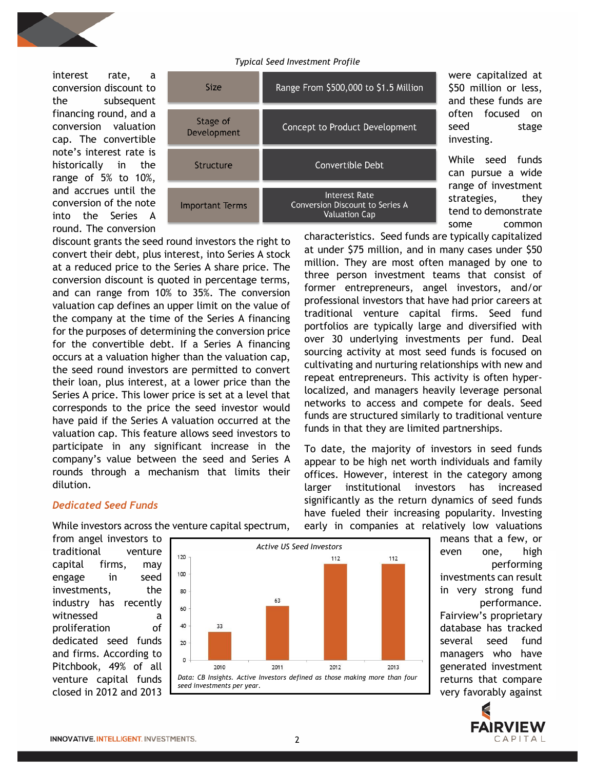interest rate, a conversion discount to the subsequent financing round, and a conversion valuation cap. The convertible note's interest rate is historically in the range of 5% to 10%, and accrues until the conversion of the note into the Series A round. The conversion discount grants the seed round investors the right to convert their debt, plus interest, into Series A stock at a reduced price to the Series A share price. The conversion discount is quoted in percentage terms, and can range from 10% to 35%. The conversion valuation cap defines an upper limit on the value of the company at the time of the Series A financing for the purposes of determining the conversion price for the convertible debt. If a Series A financing occurs at a valuation higher than the valuation cap, the seed round investors are permitted to convert their loan, plus interest, at a lower price than the Series A price. This lower price is set at a level that corresponds to the price the seed investor would have paid if the Series A valuation occurred at the valuation cap. This feature allows seed investors to participate in any significant increase in the company's value between the seed and Series A rounds through a mechanism that limits their dilution.

*Typical Seed Investment Profile*

| | |
|---|---|
| Size | Range From $500,000 to $1.5 Million |
| Stage of Development | Concept to Product Development |
| Structure | Convertible Debt |
| Important Terms | Interest Rate<br>Conversion Discount to Series A<br>Valuation Cap |

### *Dedicated Seed Funds*

While investors across the venture capital spectrum, from angel investors to traditional venture capital firms, may engage in seed investments, the industry has recently witnessed a proliferation of dedicated seed funds and firms. According to Pitchbook, 49% of all venture capital funds closed in 2012 and 2013 were capitalized at $50 million or less, and these funds are often focused on seed stage investing.

While seed funds can pursue a wide range of investment strategies, they tend to demonstrate some common characteristics. Seed funds are typically capitalized at under $75 million, and in many cases under $50 million. They are most often managed by one to three person investment teams that consist of former entrepreneurs, angel investors, and/or professional investors that have had prior careers at traditional venture capital firms. Seed fund portfolios are typically large and diversified with over 30 underlying investments per fund. Deal sourcing activity at most seed funds is focused on cultivating and nurturing relationships with new and repeat entrepreneurs. This activity is often hyper-localized, and managers heavily leverage personal networks to access and compete for deals. Seed funds are structured similarly to traditional venture funds in that they are limited partnerships.

*Active US Seed Investors*

| Year | Active US Seed Investors |
|---|---|
| 2010 | 33 |
| 2011 | 63 |
| 2012 | 112 |
| 2013 | 112 |

*Data: CB Insights. Active Investors defined as those making more than four seed investments per year.*

To date, the majority of investors in seed funds appear to be high net worth individuals and family offices. However, interest in the category among larger institutional investors has increased significantly as the return dynamics of seed funds have fueled their increasing popularity. Investing early in companies at relatively low valuations means that a few, or even one, high performing investments can result in very strong fund performance. Fairview's proprietary database has tracked several seed fund managers who have generated investment returns that compare very favorably against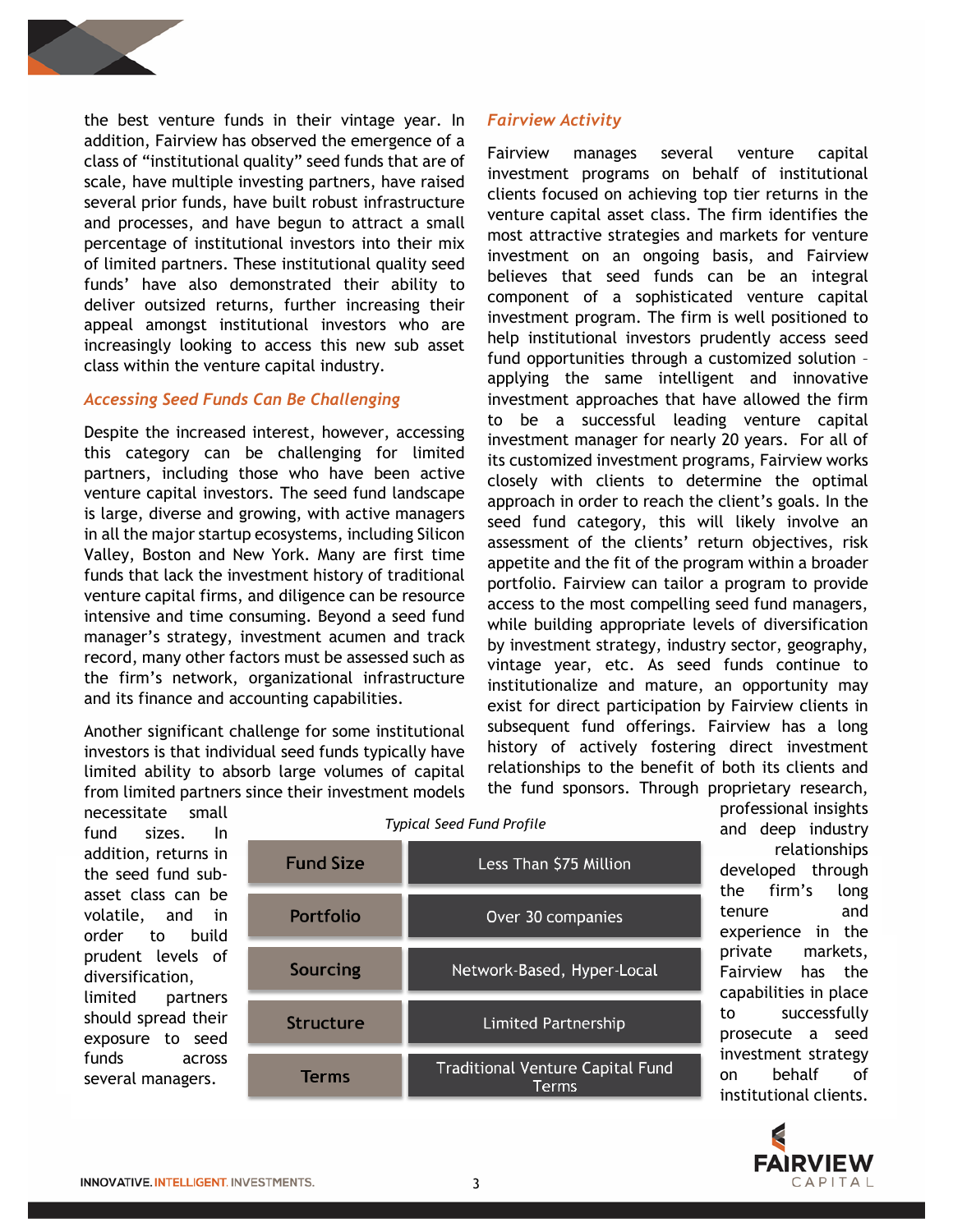the best venture funds in their vintage year. In addition, Fairview has observed the emergence of a class of "institutional quality" seed funds that are of scale, have multiple investing partners, have raised several prior funds, have built robust infrastructure and processes, and have begun to attract a small percentage of institutional investors into their mix of limited partners. These institutional quality seed funds' have also demonstrated their ability to deliver outsized returns, further increasing their appeal amongst institutional investors who are increasingly looking to access this new sub asset class within the venture capital industry.

### *Accessing Seed Funds Can Be Challenging*

Despite the increased interest, however, accessing this category can be challenging for limited partners, including those who have been active venture capital investors. The seed fund landscape is large, diverse and growing, with active managers in all the major startup ecosystems, including Silicon Valley, Boston and New York. Many are first time funds that lack the investment history of traditional venture capital firms, and diligence can be resource intensive and time consuming. Beyond a seed fund manager's strategy, investment acumen and track record, many other factors must be assessed such as the firm's network, organizational infrastructure and its finance and accounting capabilities.

Another significant challenge for some institutional investors is that individual seed funds typically have limited ability to absorb large volumes of capital from limited partners since their investment models necessitate small fund sizes. In addition, returns in the seed fund sub-asset class can be volatile, and in order to build prudent levels of diversification, limited partners should spread their exposure to seed funds across several managers.

*Typical Seed Fund Profile*

| | |
|---|---|
| **Fund Size** | Less Than $75 Million |
| **Portfolio** | Over 30 companies |
| **Sourcing** | Network-Based, Hyper-Local |
| **Structure** | Limited Partnership |
| **Terms** | Traditional Venture Capital Fund Terms |

### *Fairview Activity*

Fairview manages several venture capital investment programs on behalf of institutional clients focused on achieving top tier returns in the venture capital asset class. The firm identifies the most attractive strategies and markets for venture investment on an ongoing basis, and Fairview believes that seed funds can be an integral component of a sophisticated venture capital investment program. The firm is well positioned to help institutional investors prudently access seed fund opportunities through a customized solution – applying the same intelligent and innovative investment approaches that have allowed the firm to be a successful leading venture capital investment manager for nearly 20 years. For all of its customized investment programs, Fairview works closely with clients to determine the optimal approach in order to reach the client's goals. In the seed fund category, this will likely involve an assessment of the clients' return objectives, risk appetite and the fit of the program within a broader portfolio. Fairview can tailor a program to provide access to the most compelling seed fund managers, while building appropriate levels of diversification by investment strategy, industry sector, geography, vintage year, etc. As seed funds continue to institutionalize and mature, an opportunity may exist for direct participation by Fairview clients in subsequent fund offerings. Fairview has a long history of actively fostering direct investment relationships to the benefit of both its clients and the fund sponsors. Through proprietary research, professional insights and deep industry relationships developed through the firm's long tenure and experience in the private markets, Fairview has the capabilities in place to successfully prosecute a seed investment strategy on behalf of institutional clients.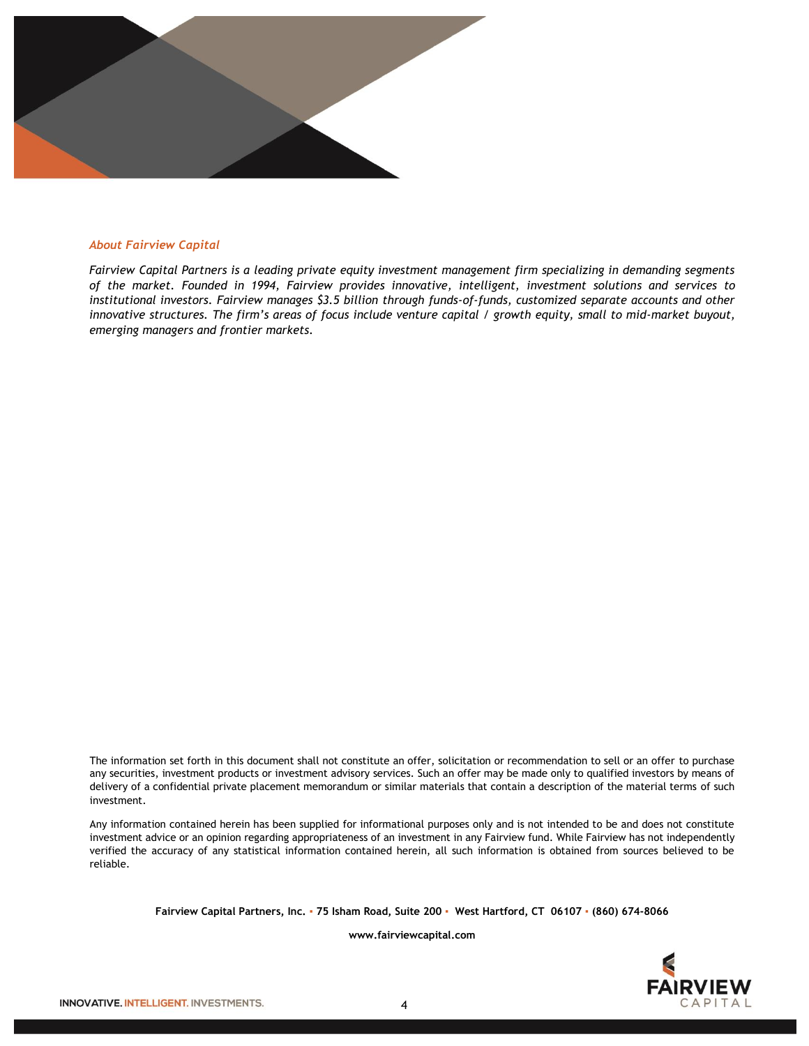*About Fairview Capital*

*Fairview Capital Partners is a leading private equity investment management firm specializing in demanding segments of the market. Founded in 1994, Fairview provides innovative, intelligent, investment solutions and services to institutional investors. Fairview manages $3.5 billion through funds-of-funds, customized separate accounts and other innovative structures. The firm's areas of focus include venture capital / growth equity, small to mid-market buyout, emerging managers and frontier markets.*

The information set forth in this document shall not constitute an offer, solicitation or recommendation to sell or an offer to purchase any securities, investment products or investment advisory services. Such an offer may be made only to qualified investors by means of delivery of a confidential private placement memorandum or similar materials that contain a description of the material terms of such investment.

Any information contained herein has been supplied for informational purposes only and is not intended to be and does not constitute investment advice or an opinion regarding appropriateness of an investment in any Fairview fund. While Fairview has not independently verified the accuracy of any statistical information contained herein, all such information is obtained from sources believed to be reliable.

**Fairview Capital Partners, Inc. ▪ 75 Isham Road, Suite 200 ▪ West Hartford, CT 06107 ▪ (860) 674-8066**

**www.fairviewcapital.com**

INNOVATIVE. INTELLIGENT. INVESTMENTS.

FAIRVIEW CAPITAL